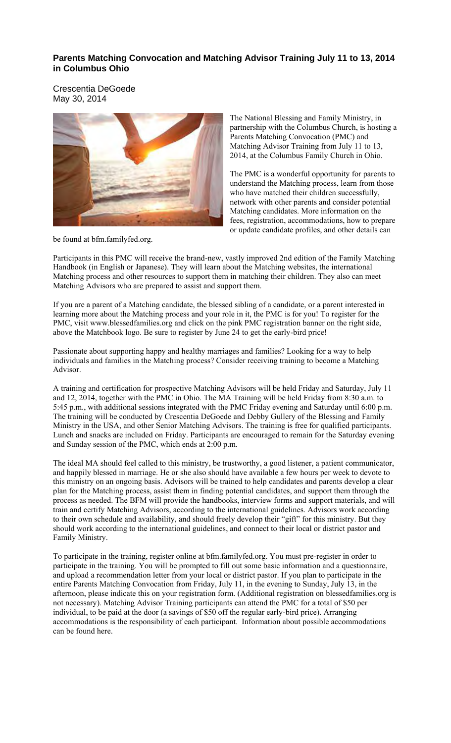## Parents Matching Convocation and Matching Advisor Training July 11 to 13, 2014 in Columbus Ohio

Crescentia DeGoede
May 30, 2014

The National Blessing and Family Ministry, in partnership with the Columbus Church, is hosting a Parents Matching Convocation (PMC) and Matching Advisor Training from July 11 to 13, 2014, at the Columbus Family Church in Ohio.

The PMC is a wonderful opportunity for parents to understand the Matching process, learn from those who have matched their children successfully, network with other parents and consider potential Matching candidates. More information on the fees, registration, accommodations, how to prepare or update candidate profiles, and other details can be found at bfm.familyfed.org.

Participants in this PMC will receive the brand-new, vastly improved 2nd edition of the Family Matching Handbook (in English or Japanese). They will learn about the Matching websites, the international Matching process and other resources to support them in matching their children. They also can meet Matching Advisors who are prepared to assist and support them.

If you are a parent of a Matching candidate, the blessed sibling of a candidate, or a parent interested in learning more about the Matching process and your role in it, the PMC is for you! To register for the PMC, visit www.blessedfamilies.org and click on the pink PMC registration banner on the right side, above the Matchbook logo. Be sure to register by June 24 to get the early-bird price!

Passionate about supporting happy and healthy marriages and families? Looking for a way to help individuals and families in the Matching process? Consider receiving training to become a Matching Advisor.

A training and certification for prospective Matching Advisors will be held Friday and Saturday, July 11 and 12, 2014, together with the PMC in Ohio. The MA Training will be held Friday from 8:30 a.m. to 5:45 p.m., with additional sessions integrated with the PMC Friday evening and Saturday until 6:00 p.m. The training will be conducted by Crescentia DeGoede and Debby Gullery of the Blessing and Family Ministry in the USA, and other Senior Matching Advisors. The training is free for qualified participants. Lunch and snacks are included on Friday. Participants are encouraged to remain for the Saturday evening and Sunday session of the PMC, which ends at 2:00 p.m.

The ideal MA should feel called to this ministry, be trustworthy, a good listener, a patient communicator, and happily blessed in marriage. He or she also should have available a few hours per week to devote to this ministry on an ongoing basis. Advisors will be trained to help candidates and parents develop a clear plan for the Matching process, assist them in finding potential candidates, and support them through the process as needed. The BFM will provide the handbooks, interview forms and support materials, and will train and certify Matching Advisors, according to the international guidelines. Advisors work according to their own schedule and availability, and should freely develop their "gift" for this ministry. But they should work according to the international guidelines, and connect to their local or district pastor and Family Ministry.

To participate in the training, register online at bfm.familyfed.org. You must pre-register in order to participate in the training. You will be prompted to fill out some basic information and a questionnaire, and upload a recommendation letter from your local or district pastor. If you plan to participate in the entire Parents Matching Convocation from Friday, July 11, in the evening to Sunday, July 13, in the afternoon, please indicate this on your registration form. (Additional registration on blessedfamilies.org is not necessary). Matching Advisor Training participants can attend the PMC for a total of $50 per individual, to be paid at the door (a savings of $50 off the regular early-bird price). Arranging accommodations is the responsibility of each participant. Information about possible accommodations can be found here.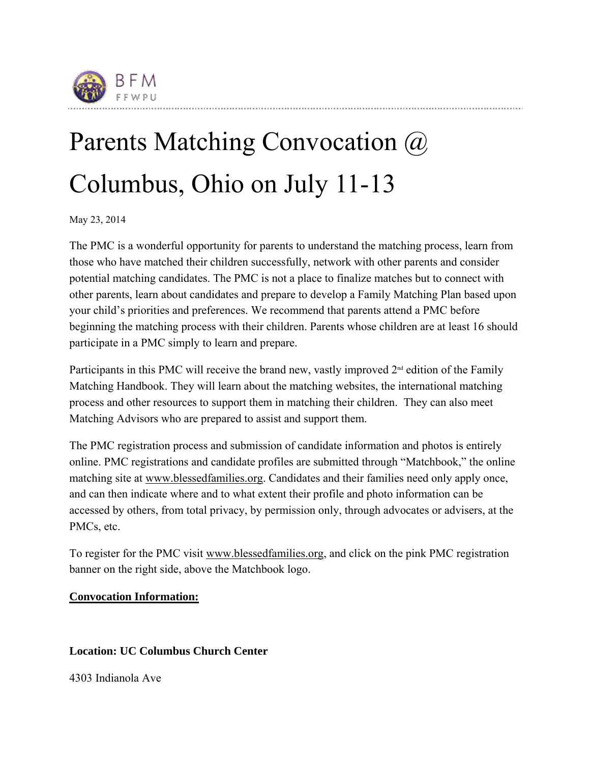BFM
FFWPU

# Parents Matching Convocation @ Columbus, Ohio on July 11-13

May 23, 2014

The PMC is a wonderful opportunity for parents to understand the matching process, learn from those who have matched their children successfully, network with other parents and consider potential matching candidates. The PMC is not a place to finalize matches but to connect with other parents, learn about candidates and prepare to develop a Family Matching Plan based upon your child's priorities and preferences. We recommend that parents attend a PMC before beginning the matching process with their children. Parents whose children are at least 16 should participate in a PMC simply to learn and prepare.

Participants in this PMC will receive the brand new, vastly improved 2nd edition of the Family Matching Handbook. They will learn about the matching websites, the international matching process and other resources to support them in matching their children. They can also meet Matching Advisors who are prepared to assist and support them.

The PMC registration process and submission of candidate information and photos is entirely online. PMC registrations and candidate profiles are submitted through "Matchbook," the online matching site at www.blessedfamilies.org. Candidates and their families need only apply once, and can then indicate where and to what extent their profile and photo information can be accessed by others, from total privacy, by permission only, through advocates or advisers, at the PMCs, etc.

To register for the PMC visit www.blessedfamilies.org, and click on the pink PMC registration banner on the right side, above the Matchbook logo.

**Convocation Information:**

**Location: UC Columbus Church Center**

4303 Indianola Ave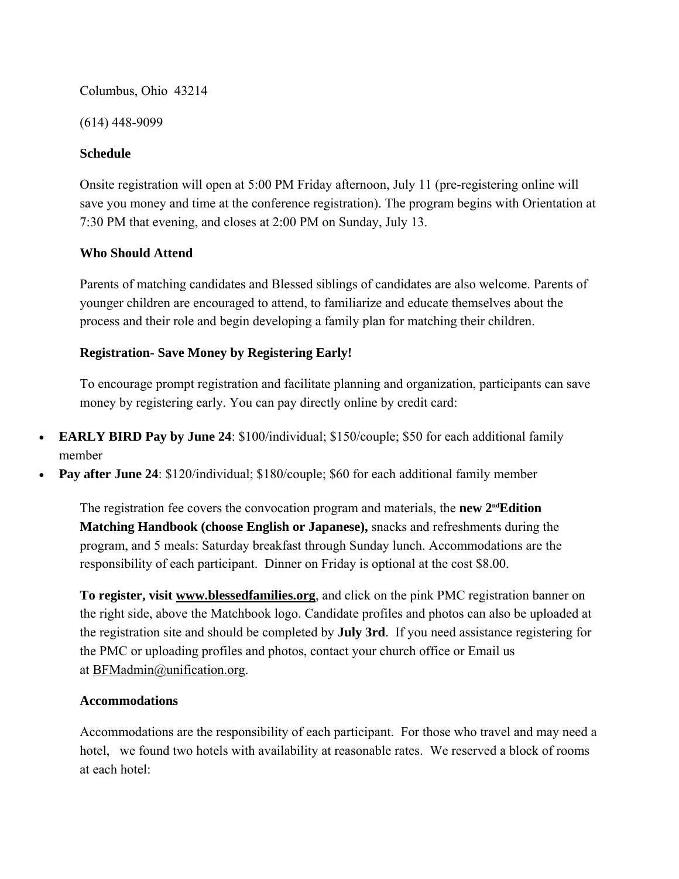Columbus, Ohio 43214

(614) 448-9099

**Schedule**

Onsite registration will open at 5:00 PM Friday afternoon, July 11 (pre-registering online will save you money and time at the conference registration). The program begins with Orientation at 7:30 PM that evening, and closes at 2:00 PM on Sunday, July 13.

**Who Should Attend**

Parents of matching candidates and Blessed siblings of candidates are also welcome. Parents of younger children are encouraged to attend, to familiarize and educate themselves about the process and their role and begin developing a family plan for matching their children.

**Registration- Save Money by Registering Early!**

To encourage prompt registration and facilitate planning and organization, participants can save money by registering early. You can pay directly online by credit card:

- **EARLY BIRD Pay by June 24**: $100/individual; $150/couple; $50 for each additional family member
- **Pay after June 24**: $120/individual; $180/couple; $60 for each additional family member

The registration fee covers the convocation program and materials, the **new 2nd Edition Matching Handbook (choose English or Japanese),** snacks and refreshments during the program, and 5 meals: Saturday breakfast through Sunday lunch. Accommodations are the responsibility of each participant. Dinner on Friday is optional at the cost $8.00.

**To register, visit www.blessedfamilies.org**, and click on the pink PMC registration banner on the right side, above the Matchbook logo. Candidate profiles and photos can also be uploaded at the registration site and should be completed by **July 3rd**. If you need assistance registering for the PMC or uploading profiles and photos, contact your church office or Email us at BFMadmin@unification.org.

**Accommodations**

Accommodations are the responsibility of each participant. For those who travel and may need a hotel, we found two hotels with availability at reasonable rates. We reserved a block of rooms at each hotel: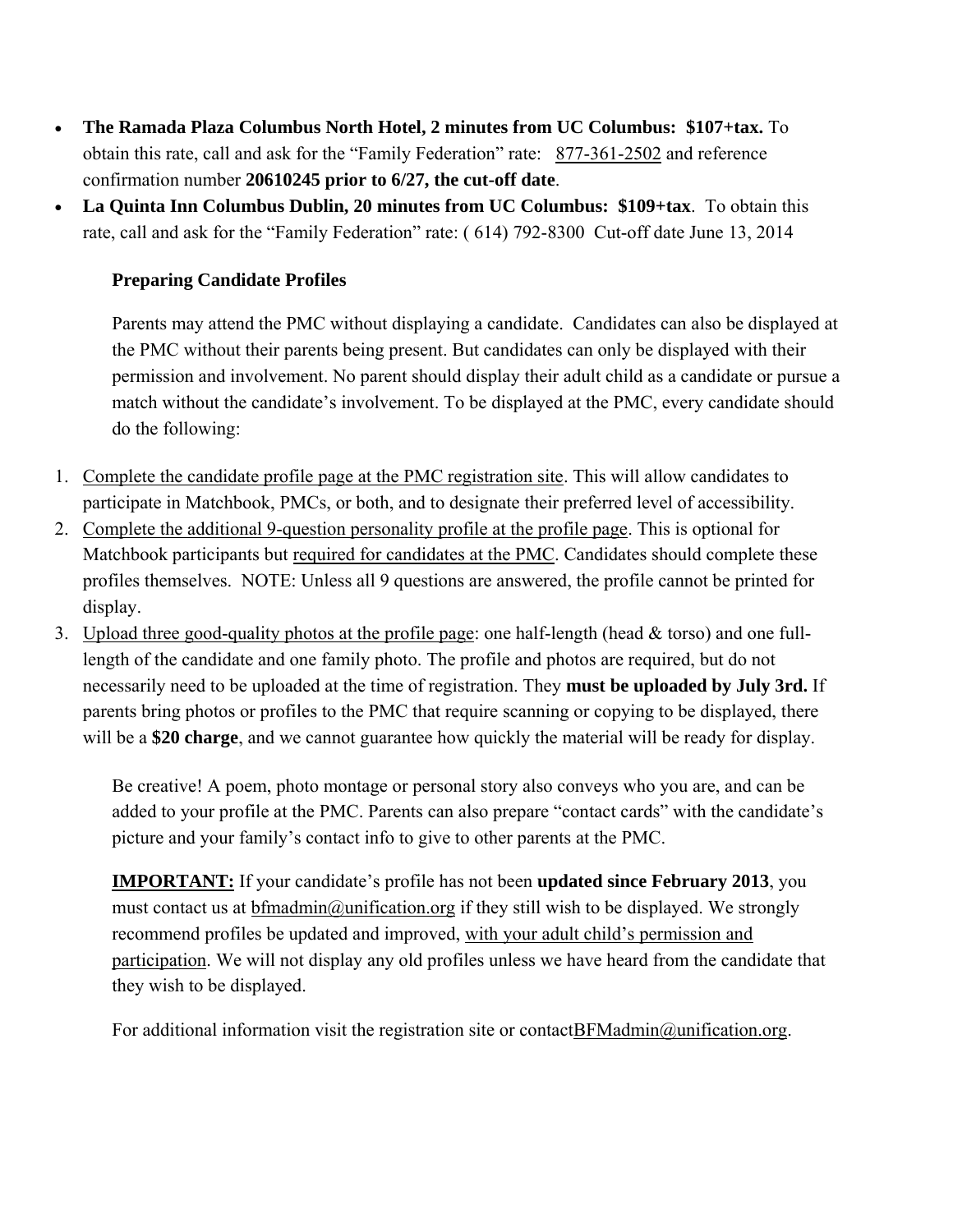- **The Ramada Plaza Columbus North Hotel, 2 minutes from UC Columbus: $107+tax.** To obtain this rate, call and ask for the "Family Federation" rate: 877-361-2502 and reference confirmation number **20610245 prior to 6/27, the cut-off date**.
- **La Quinta Inn Columbus Dublin, 20 minutes from UC Columbus: $109+tax**. To obtain this rate, call and ask for the "Family Federation" rate: ( 614) 792-8300 Cut-off date June 13, 2014

### Preparing Candidate Profiles

Parents may attend the PMC without displaying a candidate. Candidates can also be displayed at the PMC without their parents being present. But candidates can only be displayed with their permission and involvement. No parent should display their adult child as a candidate or pursue a match without the candidate's involvement. To be displayed at the PMC, every candidate should do the following:

1. Complete the candidate profile page at the PMC registration site. This will allow candidates to participate in Matchbook, PMCs, or both, and to designate their preferred level of accessibility.
2. Complete the additional 9-question personality profile at the profile page. This is optional for Matchbook participants but required for candidates at the PMC. Candidates should complete these profiles themselves. NOTE: Unless all 9 questions are answered, the profile cannot be printed for display.
3. Upload three good-quality photos at the profile page: one half-length (head & torso) and one full-length of the candidate and one family photo. The profile and photos are required, but do not necessarily need to be uploaded at the time of registration. They **must be uploaded by July 3rd.** If parents bring photos or profiles to the PMC that require scanning or copying to be displayed, there will be a **$20 charge**, and we cannot guarantee how quickly the material will be ready for display.

Be creative! A poem, photo montage or personal story also conveys who you are, and can be added to your profile at the PMC. Parents can also prepare "contact cards" with the candidate's picture and your family's contact info to give to other parents at the PMC.

**IMPORTANT:** If your candidate's profile has not been **updated since February 2013**, you must contact us at bfmadmin@unification.org if they still wish to be displayed. We strongly recommend profiles be updated and improved, with your adult child's permission and participation. We will not display any old profiles unless we have heard from the candidate that they wish to be displayed.

For additional information visit the registration site or contactBFMadmin@unification.org.